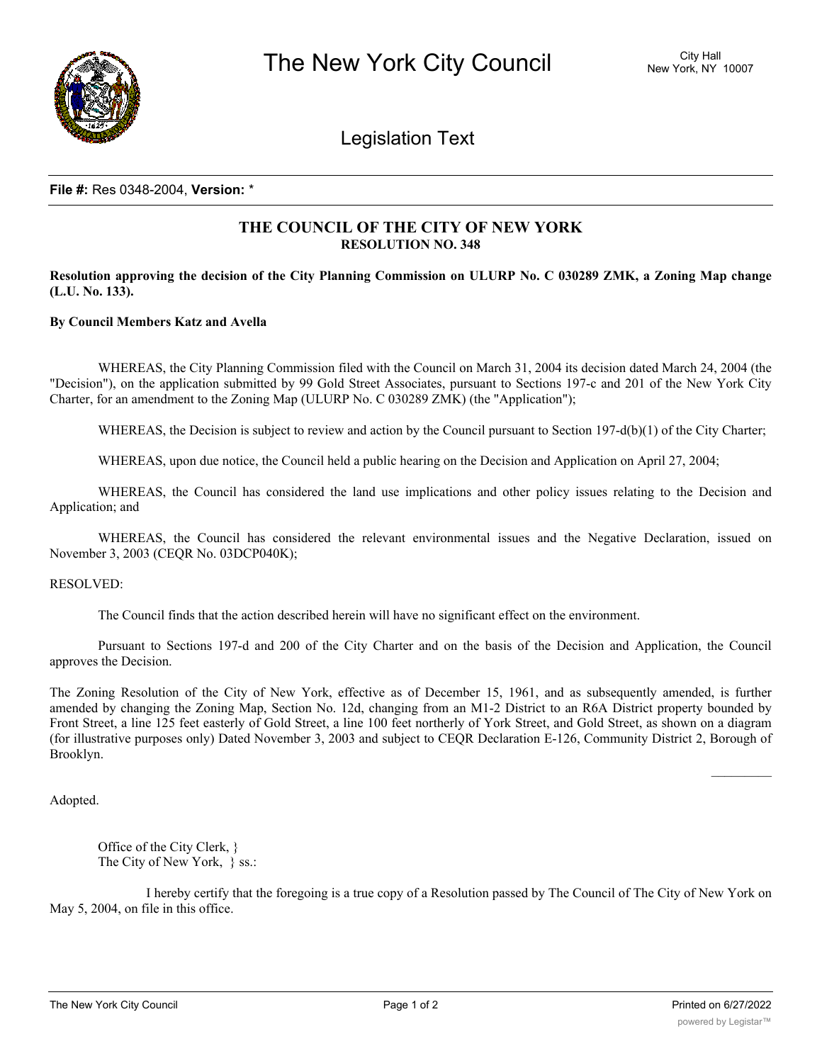# The New York City Council

City Hall
New York, NY 10007

## Legislation Text

**File #:** Res 0348-2004, **Version:** *

### THE COUNCIL OF THE CITY OF NEW YORK
**RESOLUTION NO. 348**

**Resolution approving the decision of the City Planning Commission on ULURP No. C 030289 ZMK, a Zoning Map change (L.U. No. 133).**

**By Council Members Katz and Avella**

WHEREAS, the City Planning Commission filed with the Council on March 31, 2004 its decision dated March 24, 2004 (the "Decision"), on the application submitted by 99 Gold Street Associates, pursuant to Sections 197-c and 201 of the New York City Charter, for an amendment to the Zoning Map (ULURP No. C 030289 ZMK) (the "Application");

WHEREAS, the Decision is subject to review and action by the Council pursuant to Section 197-d(b)(1) of the City Charter;

WHEREAS, upon due notice, the Council held a public hearing on the Decision and Application on April 27, 2004;

WHEREAS, the Council has considered the land use implications and other policy issues relating to the Decision and Application; and

WHEREAS, the Council has considered the relevant environmental issues and the Negative Declaration, issued on November 3, 2003 (CEQR No. 03DCP040K);

RESOLVED:

The Council finds that the action described herein will have no significant effect on the environment.

Pursuant to Sections 197-d and 200 of the City Charter and on the basis of the Decision and Application, the Council approves the Decision.

The Zoning Resolution of the City of New York, effective as of December 15, 1961, and as subsequently amended, is further amended by changing the Zoning Map, Section No. 12d, changing from an M1-2 District to an R6A District property bounded by Front Street, a line 125 feet easterly of Gold Street, a line 100 feet northerly of York Street, and Gold Street, as shown on a diagram (for illustrative purposes only) Dated November 3, 2003 and subject to CEQR Declaration E-126, Community District 2, Borough of Brooklyn.

Adopted.

Office of the City Clerk, }
The City of New York, } ss.:

I hereby certify that the foregoing is a true copy of a Resolution passed by The Council of The City of New York on May 5, 2004, on file in this office.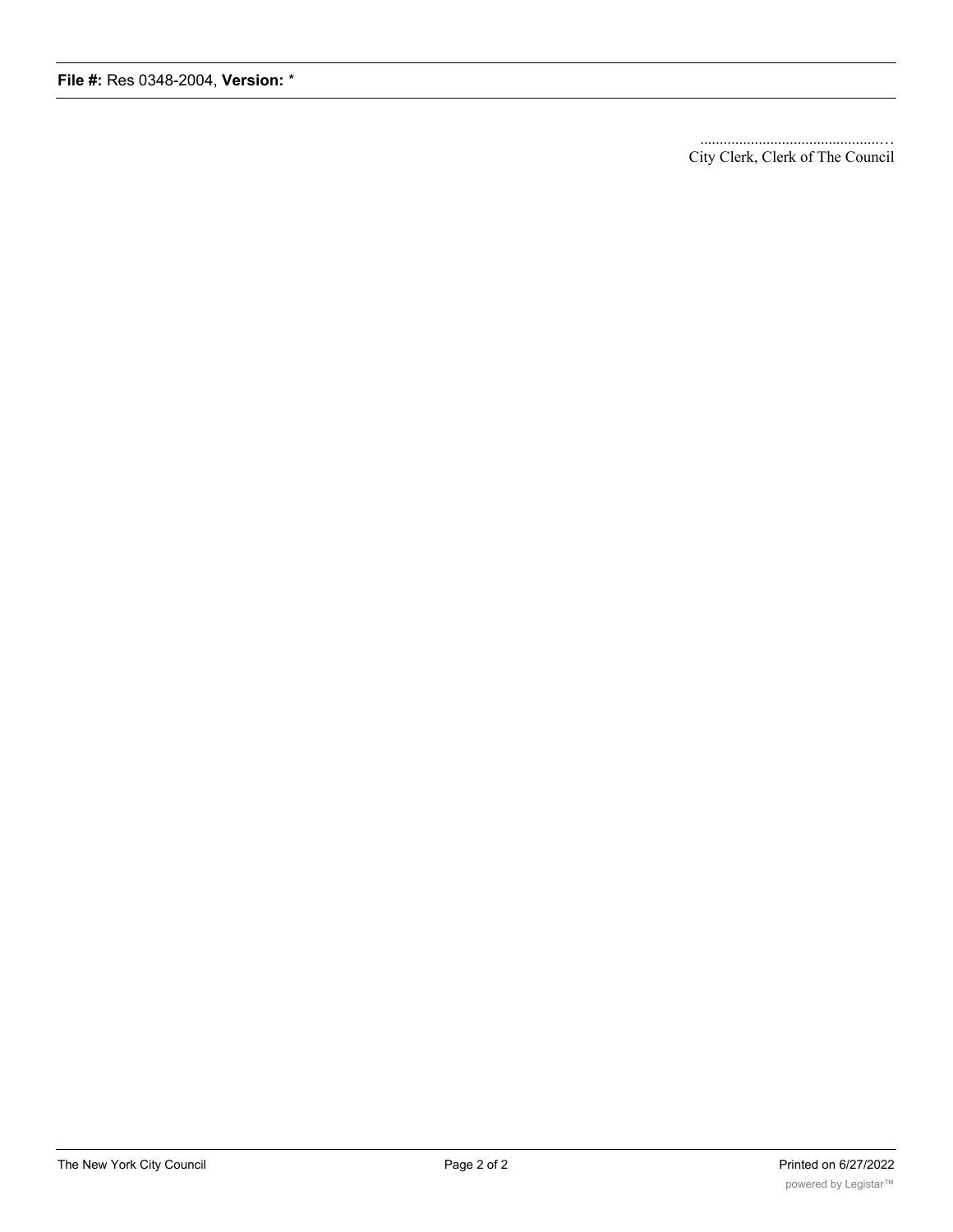...............................................…
City Clerk, Clerk of The Council